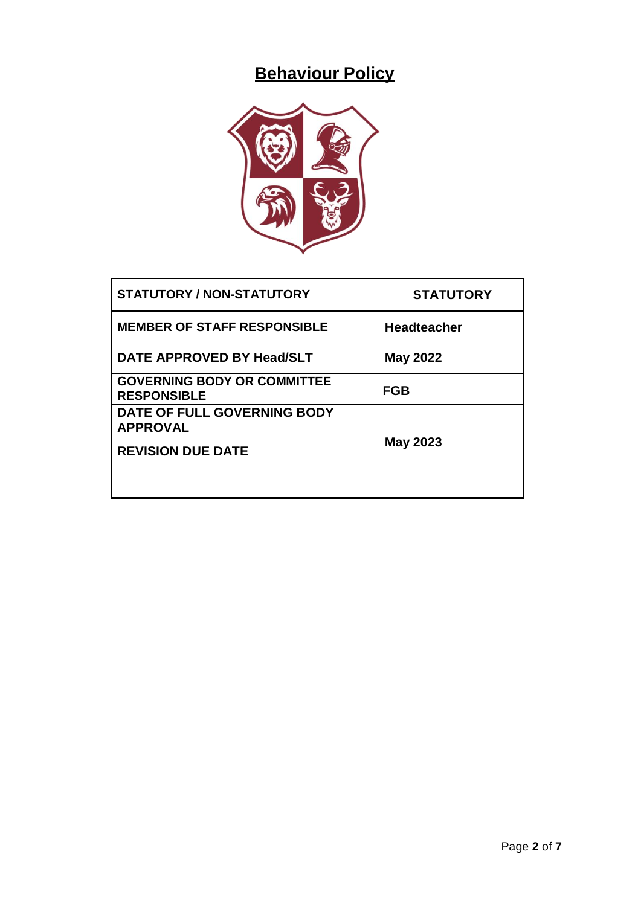# Behaviour Policy

| | |
|---|---|
| **STATUTORY / NON-STATUTORY** | **STATUTORY** |
| **MEMBER OF STAFF RESPONSIBLE** | **Headteacher** |
| **DATE APPROVED BY Head/SLT** | **May 2022** |
| **GOVERNING BODY OR COMMITTEE RESPONSIBLE** | **FGB** |
| **DATE OF FULL GOVERNING BODY APPROVAL** | |
| **REVISION DUE DATE** | **May 2023** |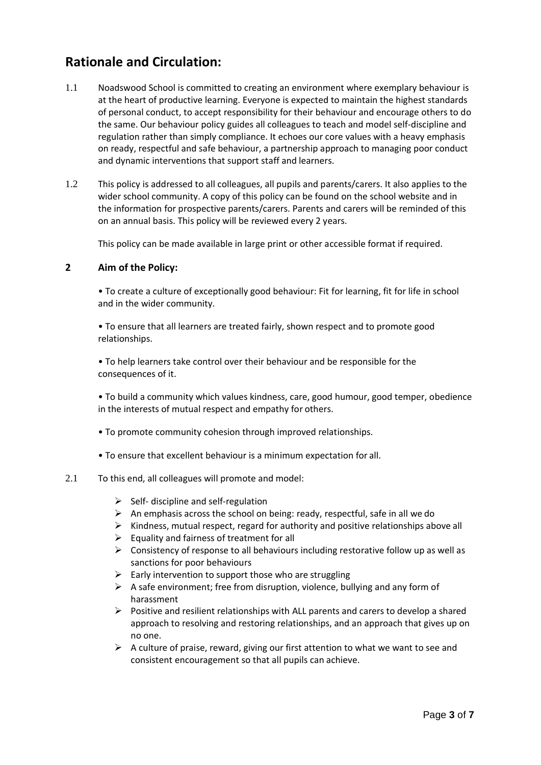## Rationale and Circulation:

1.1 Noadswood School is committed to creating an environment where exemplary behaviour is at the heart of productive learning. Everyone is expected to maintain the highest standards of personal conduct, to accept responsibility for their behaviour and encourage others to do the same. Our behaviour policy guides all colleagues to teach and model self-discipline and regulation rather than simply compliance. It echoes our core values with a heavy emphasis on ready, respectful and safe behaviour, a partnership approach to managing poor conduct and dynamic interventions that support staff and learners.

1.2 This policy is addressed to all colleagues, all pupils and parents/carers. It also applies to the wider school community. A copy of this policy can be found on the school website and in the information for prospective parents/carers. Parents and carers will be reminded of this on an annual basis. This policy will be reviewed every 2 years.

This policy can be made available in large print or other accessible format if required.

### 2 Aim of the Policy:

- To create a culture of exceptionally good behaviour: Fit for learning, fit for life in school and in the wider community.
- To ensure that all learners are treated fairly, shown respect and to promote good relationships.
- To help learners take control over their behaviour and be responsible for the consequences of it.
- To build a community which values kindness, care, good humour, good temper, obedience in the interests of mutual respect and empathy for others.
- To promote community cohesion through improved relationships.
- To ensure that excellent behaviour is a minimum expectation for all.

2.1 To this end, all colleagues will promote and model:

- Self- discipline and self-regulation
- An emphasis across the school on being: ready, respectful, safe in all we do
- Kindness, mutual respect, regard for authority and positive relationships above all
- Equality and fairness of treatment for all
- Consistency of response to all behaviours including restorative follow up as well as sanctions for poor behaviours
- Early intervention to support those who are struggling
- A safe environment; free from disruption, violence, bullying and any form of harassment
- Positive and resilient relationships with ALL parents and carers to develop a shared approach to resolving and restoring relationships, and an approach that gives up on no one.
- A culture of praise, reward, giving our first attention to what we want to see and consistent encouragement so that all pupils can achieve.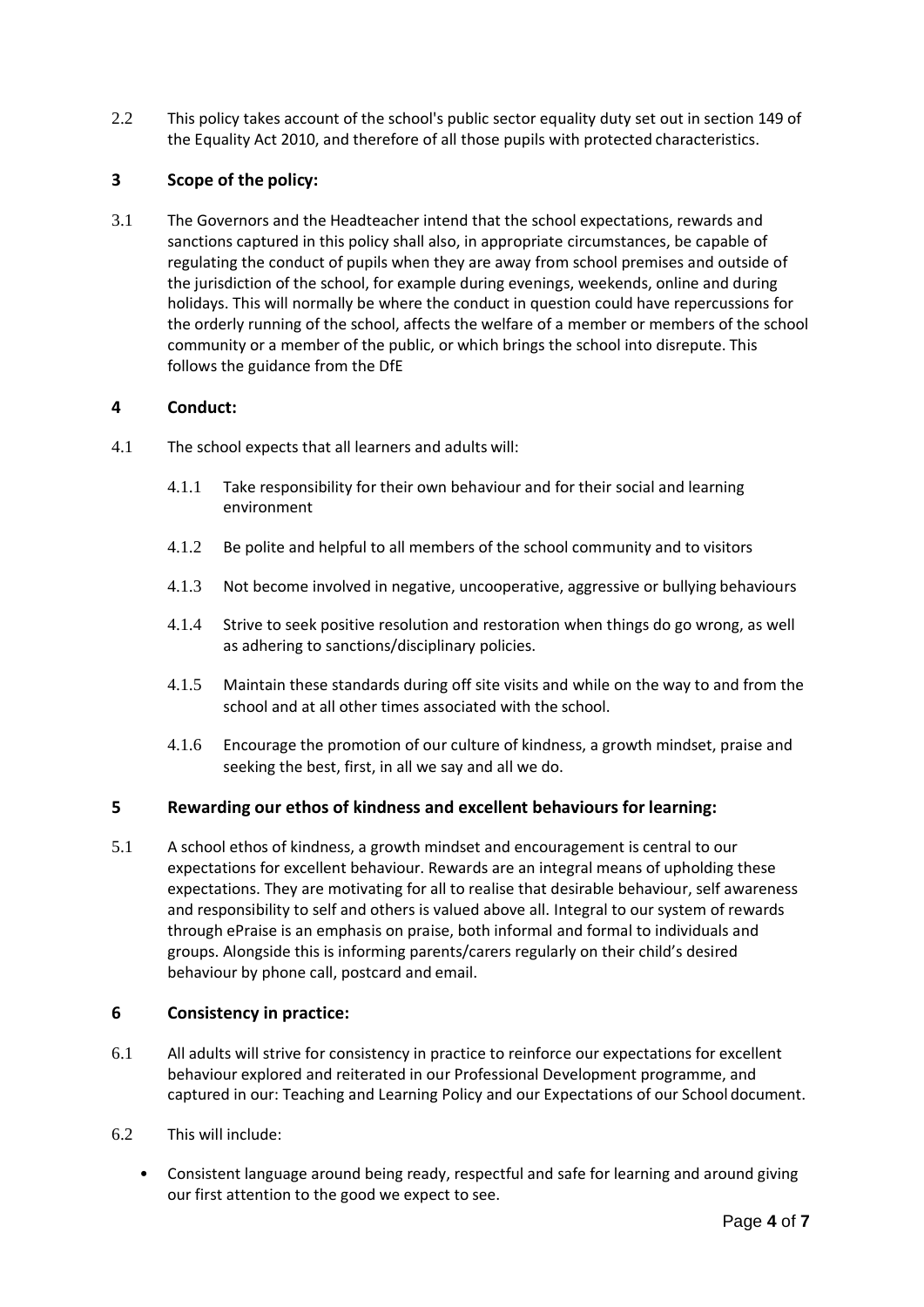2.2 This policy takes account of the school's public sector equality duty set out in section 149 of the Equality Act 2010, and therefore of all those pupils with protected characteristics.

## 3 Scope of the policy:

3.1 The Governors and the Headteacher intend that the school expectations, rewards and sanctions captured in this policy shall also, in appropriate circumstances, be capable of regulating the conduct of pupils when they are away from school premises and outside of the jurisdiction of the school, for example during evenings, weekends, online and during holidays. This will normally be where the conduct in question could have repercussions for the orderly running of the school, affects the welfare of a member or members of the school community or a member of the public, or which brings the school into disrepute. This follows the guidance from the DfE

## 4 Conduct:

4.1 The school expects that all learners and adults will:

4.1.1 Take responsibility for their own behaviour and for their social and learning environment

4.1.2 Be polite and helpful to all members of the school community and to visitors

4.1.3 Not become involved in negative, uncooperative, aggressive or bullying behaviours

4.1.4 Strive to seek positive resolution and restoration when things do go wrong, as well as adhering to sanctions/disciplinary policies.

4.1.5 Maintain these standards during off site visits and while on the way to and from the school and at all other times associated with the school.

4.1.6 Encourage the promotion of our culture of kindness, a growth mindset, praise and seeking the best, first, in all we say and all we do.

## 5 Rewarding our ethos of kindness and excellent behaviours for learning:

5.1 A school ethos of kindness, a growth mindset and encouragement is central to our expectations for excellent behaviour. Rewards are an integral means of upholding these expectations. They are motivating for all to realise that desirable behaviour, self awareness and responsibility to self and others is valued above all. Integral to our system of rewards through ePraise is an emphasis on praise, both informal and formal to individuals and groups. Alongside this is informing parents/carers regularly on their child's desired behaviour by phone call, postcard and email.

## 6 Consistency in practice:

6.1 All adults will strive for consistency in practice to reinforce our expectations for excellent behaviour explored and reiterated in our Professional Development programme, and captured in our: Teaching and Learning Policy and our Expectations of our School document.

6.2 This will include:

- Consistent language around being ready, respectful and safe for learning and around giving our first attention to the good we expect to see.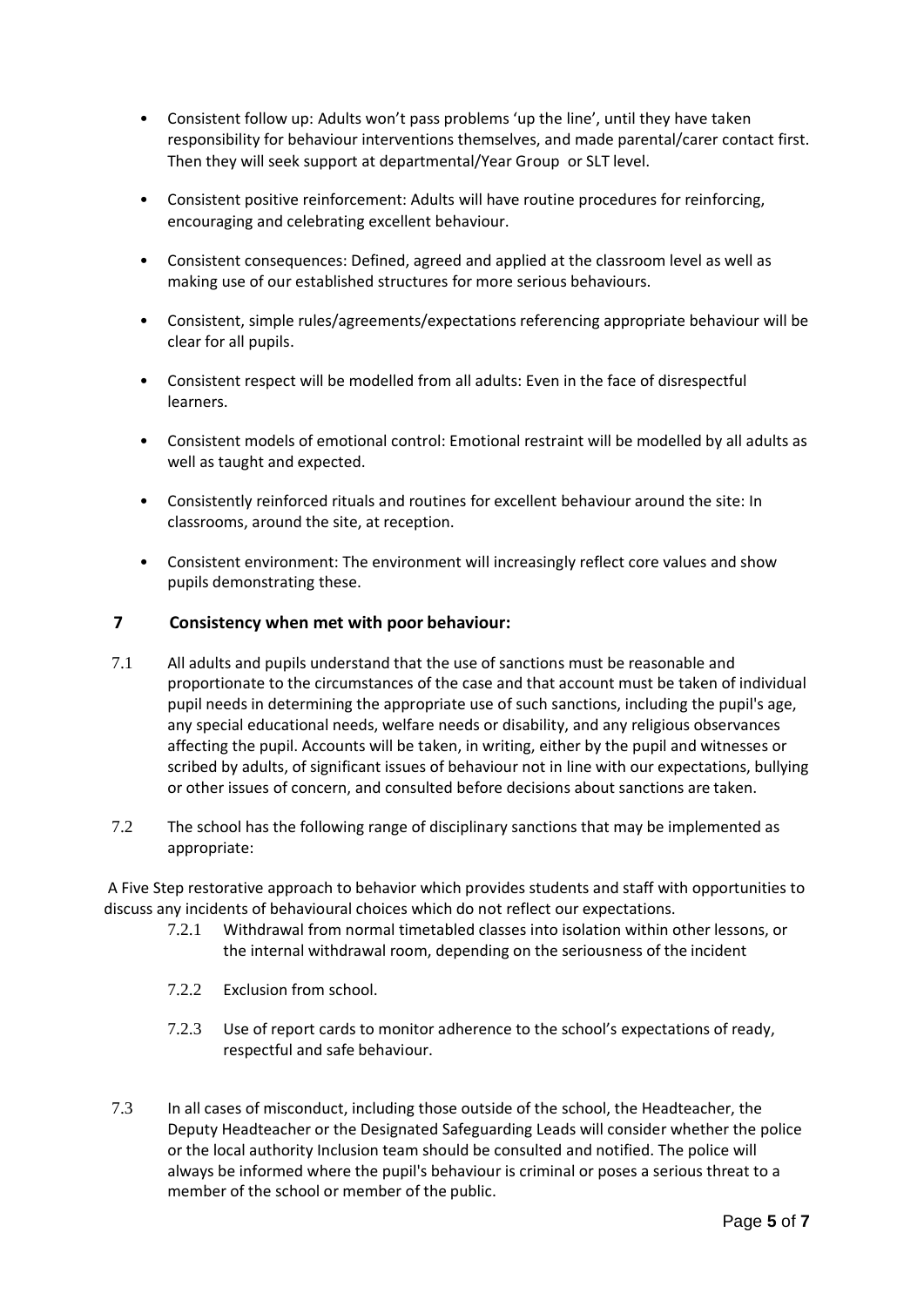- Consistent follow up: Adults won't pass problems 'up the line', until they have taken responsibility for behaviour interventions themselves, and made parental/carer contact first. Then they will seek support at departmental/Year Group or SLT level.

- Consistent positive reinforcement: Adults will have routine procedures for reinforcing, encouraging and celebrating excellent behaviour.

- Consistent consequences: Defined, agreed and applied at the classroom level as well as making use of our established structures for more serious behaviours.

- Consistent, simple rules/agreements/expectations referencing appropriate behaviour will be clear for all pupils.

- Consistent respect will be modelled from all adults: Even in the face of disrespectful learners.

- Consistent models of emotional control: Emotional restraint will be modelled by all adults as well as taught and expected.

- Consistently reinforced rituals and routines for excellent behaviour around the site: In classrooms, around the site, at reception.

- Consistent environment: The environment will increasingly reflect core values and show pupils demonstrating these.

## 7 Consistency when met with poor behaviour:

7.1 All adults and pupils understand that the use of sanctions must be reasonable and proportionate to the circumstances of the case and that account must be taken of individual pupil needs in determining the appropriate use of such sanctions, including the pupil's age, any special educational needs, welfare needs or disability, and any religious observances affecting the pupil. Accounts will be taken, in writing, either by the pupil and witnesses or scribed by adults, of significant issues of behaviour not in line with our expectations, bullying or other issues of concern, and consulted before decisions about sanctions are taken.

7.2 The school has the following range of disciplinary sanctions that may be implemented as appropriate:

A Five Step restorative approach to behavior which provides students and staff with opportunities to discuss any incidents of behavioural choices which do not reflect our expectations.

7.2.1 Withdrawal from normal timetabled classes into isolation within other lessons, or the internal withdrawal room, depending on the seriousness of the incident

7.2.2 Exclusion from school.

7.2.3 Use of report cards to monitor adherence to the school's expectations of ready, respectful and safe behaviour.

7.3 In all cases of misconduct, including those outside of the school, the Headteacher, the Deputy Headteacher or the Designated Safeguarding Leads will consider whether the police or the local authority Inclusion team should be consulted and notified. The police will always be informed where the pupil's behaviour is criminal or poses a serious threat to a member of the school or member of the public.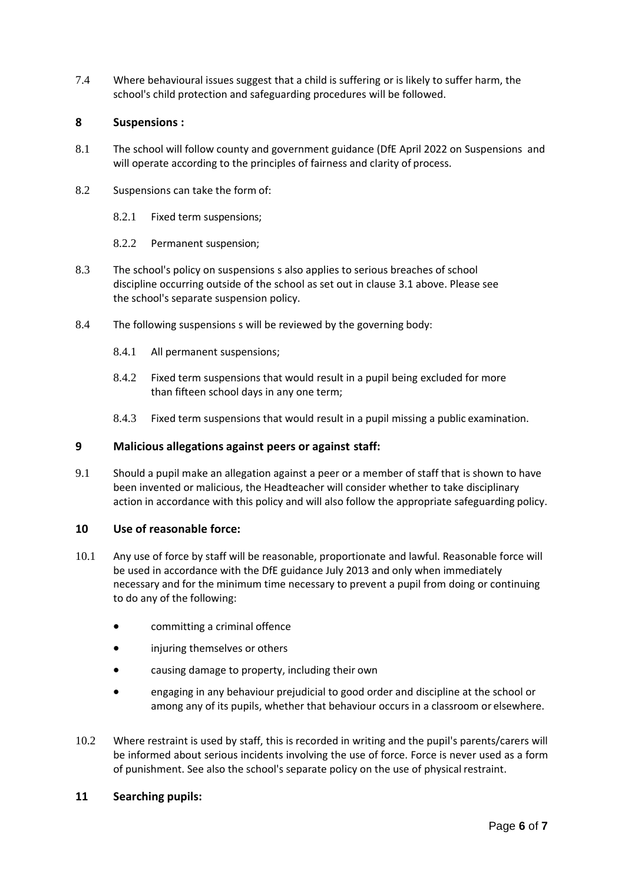7.4 Where behavioural issues suggest that a child is suffering or is likely to suffer harm, the school's child protection and safeguarding procedures will be followed.

## 8 Suspensions :

8.1 The school will follow county and government guidance (DfE April 2022 on Suspensions and will operate according to the principles of fairness and clarity of process.

8.2 Suspensions can take the form of:

- 8.2.1 Fixed term suspensions;
- 8.2.2 Permanent suspension;

8.3 The school's policy on suspensions s also applies to serious breaches of school discipline occurring outside of the school as set out in clause 3.1 above. Please see the school's separate suspension policy.

8.4 The following suspensions s will be reviewed by the governing body:

- 8.4.1 All permanent suspensions;
- 8.4.2 Fixed term suspensions that would result in a pupil being excluded for more than fifteen school days in any one term;
- 8.4.3 Fixed term suspensions that would result in a pupil missing a public examination.

## 9 Malicious allegations against peers or against staff:

9.1 Should a pupil make an allegation against a peer or a member of staff that is shown to have been invented or malicious, the Headteacher will consider whether to take disciplinary action in accordance with this policy and will also follow the appropriate safeguarding policy.

## 10 Use of reasonable force:

10.1 Any use of force by staff will be reasonable, proportionate and lawful. Reasonable force will be used in accordance with the DfE guidance July 2013 and only when immediately necessary and for the minimum time necessary to prevent a pupil from doing or continuing to do any of the following:

- committing a criminal offence
- injuring themselves or others
- causing damage to property, including their own
- engaging in any behaviour prejudicial to good order and discipline at the school or among any of its pupils, whether that behaviour occurs in a classroom or elsewhere.

10.2 Where restraint is used by staff, this is recorded in writing and the pupil's parents/carers will be informed about serious incidents involving the use of force. Force is never used as a form of punishment. See also the school's separate policy on the use of physical restraint.

## 11 Searching pupils: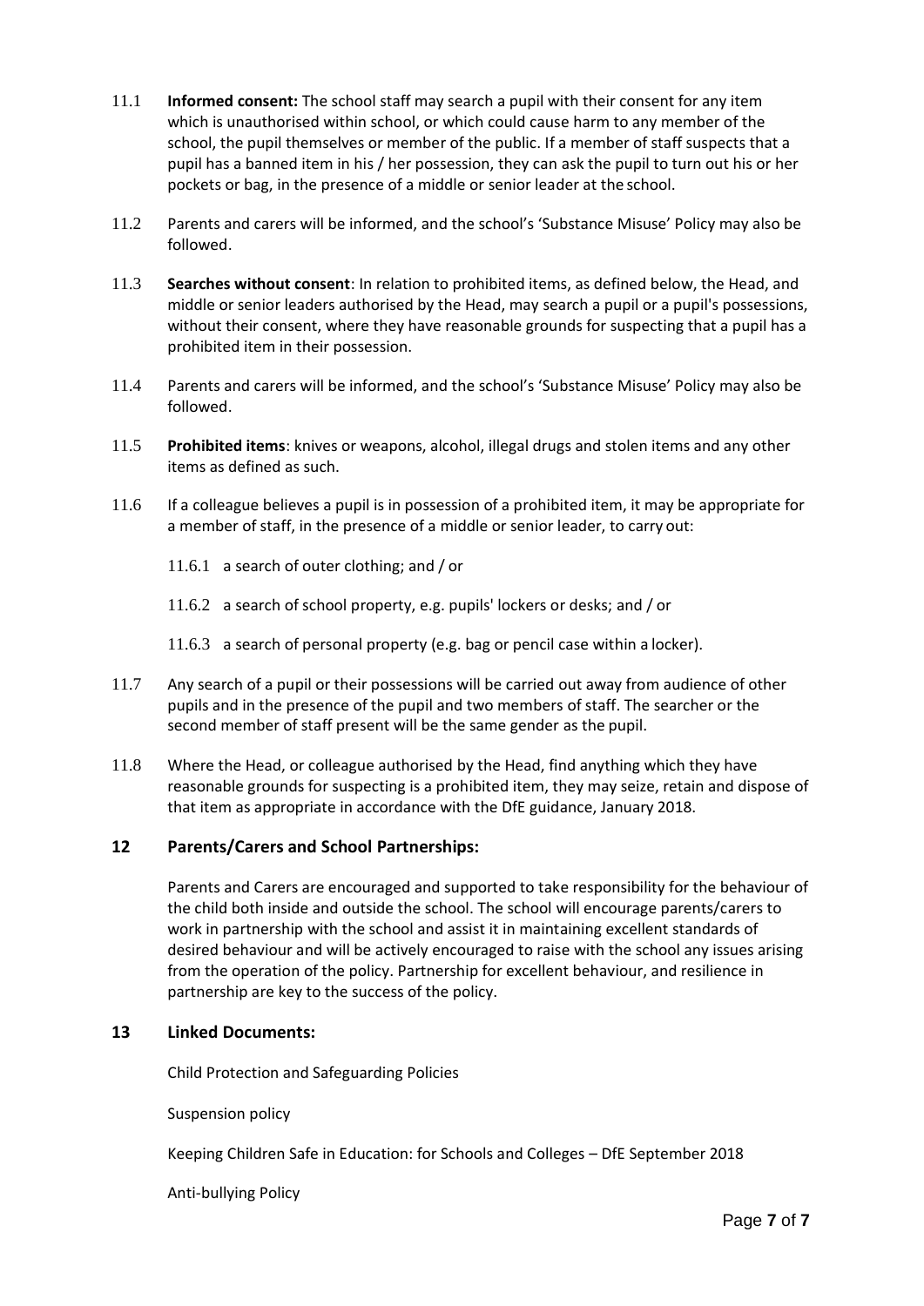11.1 **Informed consent:** The school staff may search a pupil with their consent for any item which is unauthorised within school, or which could cause harm to any member of the school, the pupil themselves or member of the public. If a member of staff suspects that a pupil has a banned item in his / her possession, they can ask the pupil to turn out his or her pockets or bag, in the presence of a middle or senior leader at the school.

11.2 Parents and carers will be informed, and the school's 'Substance Misuse' Policy may also be followed.

11.3 **Searches without consent**: In relation to prohibited items, as defined below, the Head, and middle or senior leaders authorised by the Head, may search a pupil or a pupil's possessions, without their consent, where they have reasonable grounds for suspecting that a pupil has a prohibited item in their possession.

11.4 Parents and carers will be informed, and the school's 'Substance Misuse' Policy may also be followed.

11.5 **Prohibited items**: knives or weapons, alcohol, illegal drugs and stolen items and any other items as defined as such.

11.6 If a colleague believes a pupil is in possession of a prohibited item, it may be appropriate for a member of staff, in the presence of a middle or senior leader, to carry out:

11.6.1 a search of outer clothing; and / or

11.6.2 a search of school property, e.g. pupils' lockers or desks; and / or

11.6.3 a search of personal property (e.g. bag or pencil case within a locker).

11.7 Any search of a pupil or their possessions will be carried out away from audience of other pupils and in the presence of the pupil and two members of staff. The searcher or the second member of staff present will be the same gender as the pupil.

11.8 Where the Head, or colleague authorised by the Head, find anything which they have reasonable grounds for suspecting is a prohibited item, they may seize, retain and dispose of that item as appropriate in accordance with the DfE guidance, January 2018.

## 12 Parents/Carers and School Partnerships:

Parents and Carers are encouraged and supported to take responsibility for the behaviour of the child both inside and outside the school. The school will encourage parents/carers to work in partnership with the school and assist it in maintaining excellent standards of desired behaviour and will be actively encouraged to raise with the school any issues arising from the operation of the policy. Partnership for excellent behaviour, and resilience in partnership are key to the success of the policy.

## 13 Linked Documents:

Child Protection and Safeguarding Policies

Suspension policy

Keeping Children Safe in Education: for Schools and Colleges – DfE September 2018

Anti-bullying Policy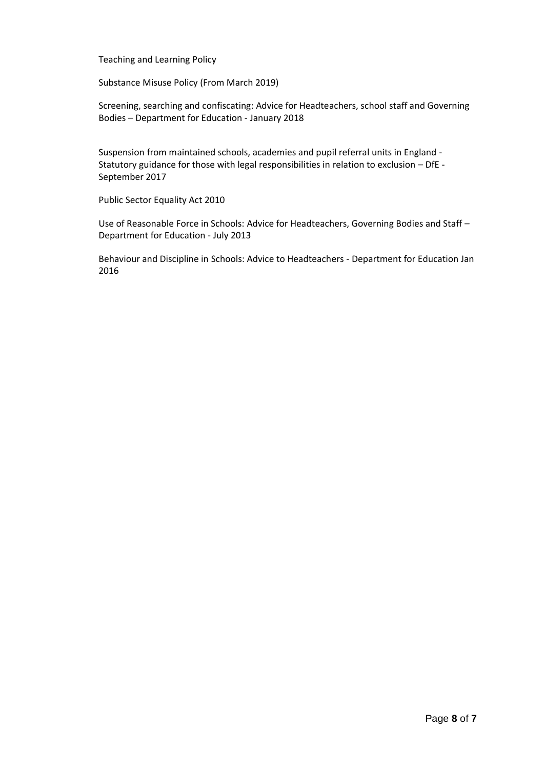Teaching and Learning Policy

Substance Misuse Policy (From March 2019)

Screening, searching and confiscating: Advice for Headteachers, school staff and Governing Bodies – Department for Education - January 2018

Suspension from maintained schools, academies and pupil referral units in England - Statutory guidance for those with legal responsibilities in relation to exclusion – DfE - September 2017

Public Sector Equality Act 2010

Use of Reasonable Force in Schools: Advice for Headteachers, Governing Bodies and Staff – Department for Education - July 2013

Behaviour and Discipline in Schools: Advice to Headteachers - Department for Education Jan 2016